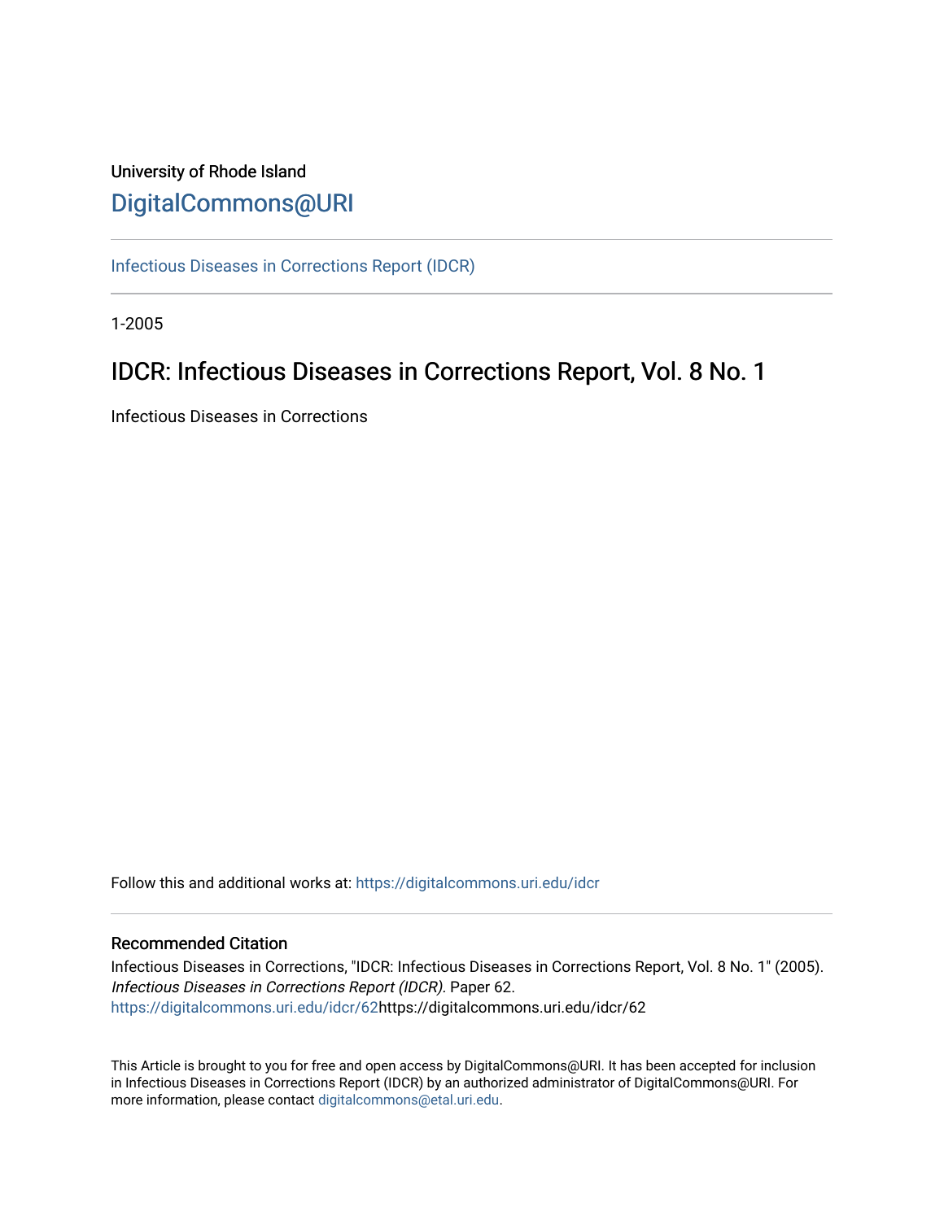University of Rhode Island

# DigitalCommons@URI

Infectious Diseases in Corrections Report (IDCR)

1-2005

## IDCR: Infectious Diseases in Corrections Report, Vol. 8 No. 1

Infectious Diseases in Corrections

Follow this and additional works at: https://digitalcommons.uri.edu/idcr

### Recommended Citation

Infectious Diseases in Corrections, "IDCR: Infectious Diseases in Corrections Report, Vol. 8 No. 1" (2005). *Infectious Diseases in Corrections Report (IDCR)*. Paper 62.
https://digitalcommons.uri.edu/idcr/62https://digitalcommons.uri.edu/idcr/62

This Article is brought to you for free and open access by DigitalCommons@URI. It has been accepted for inclusion in Infectious Diseases in Corrections Report (IDCR) by an authorized administrator of DigitalCommons@URI. For more information, please contact digitalcommons@etal.uri.edu.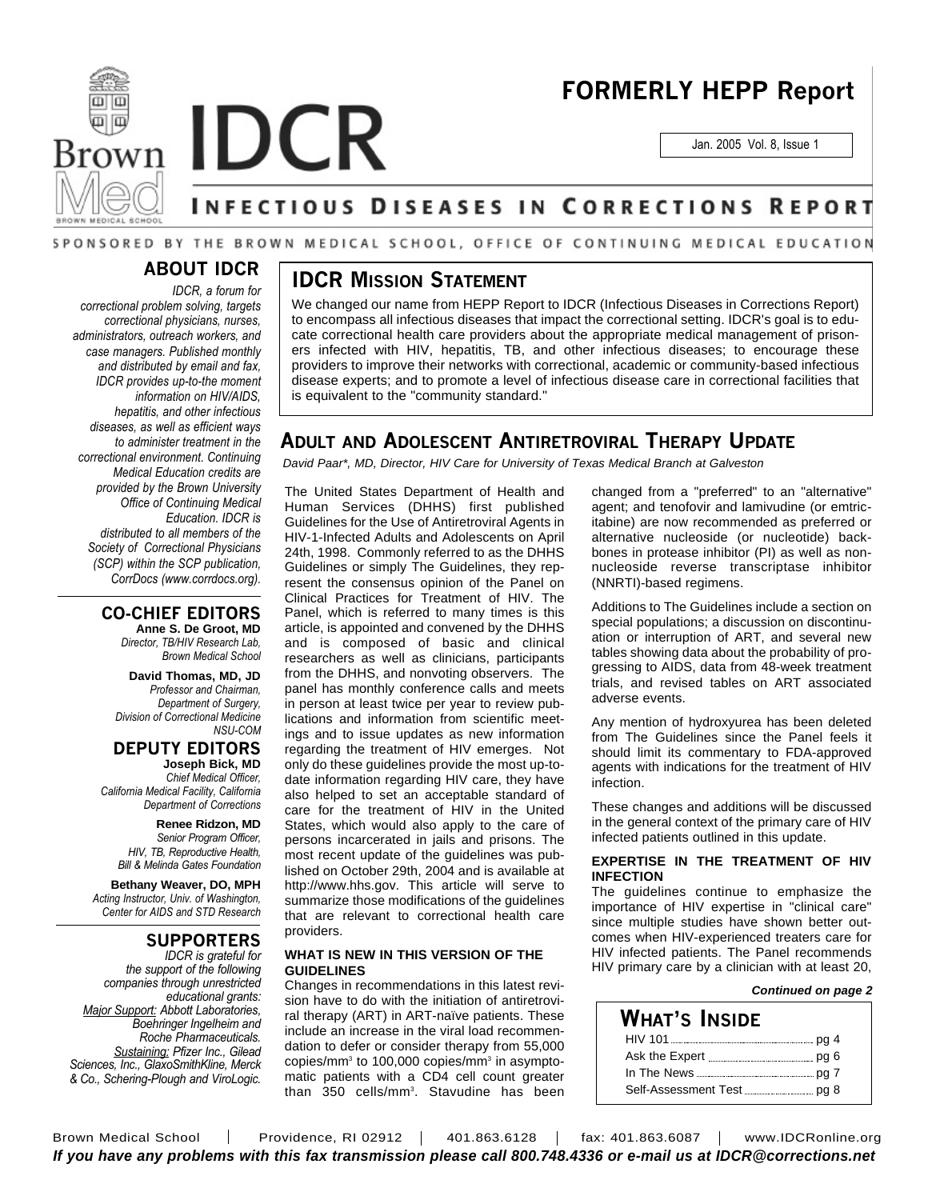# IDCR

## FORMERLY HEPP Report

Jan. 2005 Vol. 8, Issue 1

## INFECTIOUS DISEASES IN CORRECTIONS REPORT

SPONSORED BY THE BROWN MEDICAL SCHOOL, OFFICE OF CONTINUING MEDICAL EDUCATION

## ABOUT IDCR

*IDCR, a forum for correctional problem solving, targets correctional physicians, nurses, administrators, outreach workers, and case managers. Published monthly and distributed by email and fax, IDCR provides up-to-the moment information on HIV/AIDS, hepatitis, and other infectious diseases, as well as efficient ways to administer treatment in the correctional environment. Continuing Medical Education credits are provided by the Brown University Office of Continuing Medical Education. IDCR is distributed to all members of the Society of Correctional Physicians (SCP) within the SCP publication, CorrDocs (www.corrdocs.org).*

## CO-CHIEF EDITORS

**Anne S. De Groot, MD**
*Director, TB/HIV Research Lab, Brown Medical School*

**David Thomas, MD, JD**
*Professor and Chairman, Department of Surgery, Division of Correctional Medicine NSU-COM*

## DEPUTY EDITORS

**Joseph Bick, MD**
*Chief Medical Officer, California Medical Facility, California Department of Corrections*

**Renee Ridzon, MD**
*Senior Program Officer, HIV, TB, Reproductive Health, Bill & Melinda Gates Foundation*

**Bethany Weaver, DO, MPH**
*Acting Instructor, Univ. of Washington, Center for AIDS and STD Research*

## SUPPORTERS

*IDCR is grateful for the support of the following companies through unrestricted educational grants: Major Support: Abbott Laboratories, Boehringer Ingelheim and Roche Pharmaceuticals. Sustaining: Pfizer Inc., Gilead Sciences, Inc., GlaxoSmithKline, Merck & Co., Schering-Plough and ViroLogic.*

## IDCR MISSION STATEMENT

We changed our name from HEPP Report to IDCR (Infectious Diseases in Corrections Report) to encompass all infectious diseases that impact the correctional setting. IDCR's goal is to educate correctional health care providers about the appropriate medical management of prisoners infected with HIV, hepatitis, TB, and other infectious diseases; to encourage these providers to improve their networks with correctional, academic or community-based infectious disease experts; and to promote a level of infectious disease care in correctional facilities that is equivalent to the "community standard."

## ADULT AND ADOLESCENT ANTIRETROVIRAL THERAPY UPDATE

*David Paar*, MD, Director, HIV Care for University of Texas Medical Branch at Galveston*

The United States Department of Health and Human Services (DHHS) first published Guidelines for the Use of Antiretroviral Agents in HIV-1-Infected Adults and Adolescents on April 24th, 1998. Commonly referred to as the DHHS Guidelines or simply The Guidelines, they represent the consensus opinion of the Panel on Clinical Practices for Treatment of HIV. The Panel, which is referred to many times is this article, is appointed and convened by the DHHS and is composed of basic and clinical researchers as well as clinicians, participants from the DHHS, and nonvoting observers. The panel has monthly conference calls and meets in person at least twice per year to review publications and information from scientific meetings and to issue updates as new information regarding the treatment of HIV emerges. Not only do these guidelines provide the most up-to-date information regarding HIV care, they have also helped to set an acceptable standard of care for the treatment of HIV in the United States, which would also apply to the care of persons incarcerated in jails and prisons. The most recent update of the guidelines was published on October 29th, 2004 and is available at http://www.hhs.gov. This article will serve to summarize those modifications of the guidelines that are relevant to correctional health care providers.

### WHAT IS NEW IN THIS VERSION OF THE GUIDELINES

Changes in recommendations in this latest revision have to do with the initiation of antiretroviral therapy (ART) in ART-naïve patients. These include an increase in the viral load recommendation to defer or consider therapy from 55,000 copies/mm$^3$ to 100,000 copies/mm$^3$ in asymptomatic patients with a CD4 cell count greater than 350 cells/mm$^3$. Stavudine has been changed from a "preferred" to an "alternative" agent; and tenofovir and lamivudine (or emtricitabine) are now recommended as preferred or alternative nucleoside (or nucleotide) backbones in protease inhibitor (PI) as well as non-nucleoside reverse transcriptase inhibitor (NNRTI)-based regimens.

Additions to The Guidelines include a section on special populations; a discussion on discontinuation or interruption of ART, and several new tables showing data about the probability of progressing to AIDS, data from 48-week treatment trials, and revised tables on ART associated adverse events.

Any mention of hydroxyurea has been deleted from The Guidelines since the Panel feels it should limit its commentary to FDA-approved agents with indications for the treatment of HIV infection.

These changes and additions will be discussed in the general context of the primary care of HIV infected patients outlined in this update.

### EXPERTISE IN THE TREATMENT OF HIV INFECTION

The guidelines continue to emphasize the importance of HIV expertise in "clinical care" since multiple studies have shown better outcomes when HIV-experienced treaters care for HIV infected patients. The Panel recommends HIV primary care by a clinician with at least 20,

***Continued on page 2***

## WHAT'S INSIDE

- HIV 101 ........ pg 4
- Ask the Expert ........ pg 6
- In The News ........ pg 7
- Self-Assessment Test ........ pg 8

Brown Medical School | Providence, RI 02912 | 401.863.6128 | fax: 401.863.6087 | www.IDCRonline.org

***If you have any problems with this fax transmission please call 800.748.4336 or e-mail us at IDCR@corrections.net***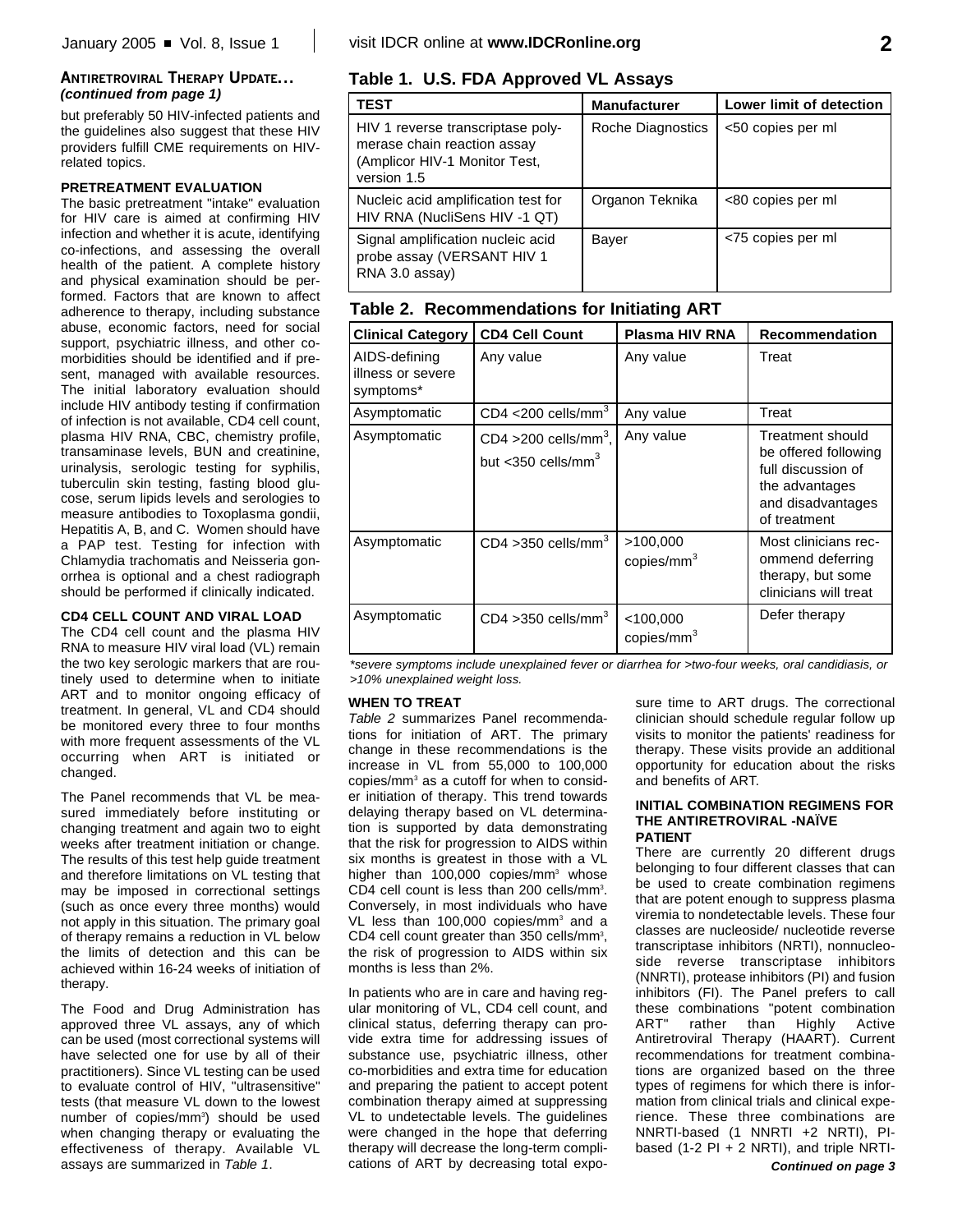### ANTIRETROVIRAL THERAPY UPDATE...
***(continued from page 1)***

but preferably 50 HIV-infected patients and the guidelines also suggest that these HIV providers fulfill CME requirements on HIV-related topics.

#### PRETREATMENT EVALUATION

The basic pretreatment "intake" evaluation for HIV care is aimed at confirming HIV infection and whether it is acute, identifying co-infections, and assessing the overall health of the patient. A complete history and physical examination should be performed. Factors that are known to affect adherence to therapy, including substance abuse, economic factors, need for social support, psychiatric illness, and other co-morbidities should be identified and if present, managed with available resources. The initial laboratory evaluation should include HIV antibody testing if confirmation of infection is not available, CD4 cell count, plasma HIV RNA, CBC, chemistry profile, transaminase levels, BUN and creatinine, urinalysis, serologic testing for syphilis, tuberculin skin testing, fasting blood glucose, serum lipids levels and serologies to measure antibodies to Toxoplasma gondii, Hepatitis A, B, and C. Women should have a PAP test. Testing for infection with Chlamydia trachomatis and Neisseria gonorrhea is optional and a chest radiograph should be performed if clinically indicated.

#### CD4 CELL COUNT AND VIRAL LOAD

The CD4 cell count and the plasma HIV RNA to measure HIV viral load (VL) remain the two key serologic markers that are routinely used to determine when to initiate ART and to monitor ongoing efficacy of treatment. In general, VL and CD4 should be monitored every three to four months with more frequent assessments of the VL occurring when ART is initiated or changed.

The Panel recommends that VL be measured immediately before instituting or changing treatment and again two to eight weeks after treatment initiation or change. The results of this test help guide treatment and therefore limitations on VL testing that may be imposed in correctional settings (such as once every three months) would not apply in this situation. The primary goal of therapy remains a reduction in VL below the limits of detection and this can be achieved within 16-24 weeks of initiation of therapy.

The Food and Drug Administration has approved three VL assays, any of which can be used (most correctional systems will have selected one for use by all of their practitioners). Since VL testing can be used to evaluate control of HIV, "ultrasensitive" tests (that measure VL down to the lowest number of copies/mm$^3$) should be used when changing therapy or evaluating the effectiveness of therapy. Available VL assays are summarized in *Table 1*.

**Table 1. U.S. FDA Approved VL Assays**

| TEST | Manufacturer | Lower limit of detection |
|---|---|---|
| HIV 1 reverse transcriptase polymerase chain reaction assay (Amplicor HIV-1 Monitor Test, version 1.5 | Roche Diagnostics | <50 copies per ml |
| Nucleic acid amplification test for HIV RNA (NucliSens HIV -1 QT) | Organon Teknika | <80 copies per ml |
| Signal amplification nucleic acid probe assay (VERSANT HIV 1 RNA 3.0 assay) | Bayer | <75 copies per ml |

**Table 2. Recommendations for Initiating ART**

| Clinical Category | CD4 Cell Count | Plasma HIV RNA | Recommendation |
|---|---|---|---|
| AIDS-defining illness or severe symptoms* | Any value | Any value | Treat |
| Asymptomatic | CD4 <200 cells/mm$^3$ | Any value | Treat |
| Asymptomatic | CD4 >200 cells/mm$^3$, but <350 cells/mm$^3$ | Any value | Treatment should be offered following full discussion of the advantages and disadvantages of treatment |
| Asymptomatic | CD4 >350 cells/mm$^3$ | >100,000 copies/mm$^3$ | Most clinicians recommend deferring therapy, but some clinicians will treat |
| Asymptomatic | CD4 >350 cells/mm$^3$ | <100,000 copies/mm$^3$ | Defer therapy |

*\*severe symptoms include unexplained fever or diarrhea for >two-four weeks, oral candidiasis, or >10% unexplained weight loss.*

#### WHEN TO TREAT

*Table 2* summarizes Panel recommendations for initiation of ART. The primary change in these recommendations is the increase in VL from 55,000 to 100,000 copies/mm$^3$ as a cutoff for when to consider initiation of therapy. This trend towards delaying therapy based on VL determination is supported by data demonstrating that the risk for progression to AIDS within six months is greatest in those with a VL higher than 100,000 copies/mm$^3$ whose CD4 cell count is less than 200 cells/mm$^3$. Conversely, in most individuals who have VL less than 100,000 copies/mm$^3$ and a CD4 cell count greater than 350 cells/mm$^3$, the risk of progression to AIDS within six months is less than 2%.

In patients who are in care and having regular monitoring of VL, CD4 cell count, and clinical status, deferring therapy can provide extra time for addressing issues of substance use, psychiatric illness, other co-morbidities and extra time for education and preparing the patient to accept potent combination therapy aimed at suppressing VL to undetectable levels. The guidelines were changed in the hope that deferring therapy will decrease the long-term complications of ART by decreasing total exposure time to ART drugs. The correctional clinician should schedule regular follow up visits to monitor the patients' readiness for therapy. These visits provide an additional opportunity for education about the risks and benefits of ART.

#### INITIAL COMBINATION REGIMENS FOR THE ANTIRETROVIRAL -NAÏVE PATIENT

There are currently 20 different drugs belonging to four different classes that can be used to create combination regimens that are potent enough to suppress plasma viremia to nondetectable levels. These four classes are nucleoside/ nucleotide reverse transcriptase inhibitors (NRTI), nonnucleoside reverse transcriptase inhibitors (NNRTI), protease inhibitors (PI) and fusion inhibitors (FI). The Panel prefers to call these combinations "potent combination ART" rather than Highly Active Antiretroviral Therapy (HAART). Current recommendations for treatment combinations are organized based on the three types of regimens for which there is information from clinical trials and clinical experience. These three combinations are NNRTI-based (1 NNRTI +2 NRTI), PI-based (1-2 PI + 2 NRTI), and triple NRTI-

***Continued on page 3***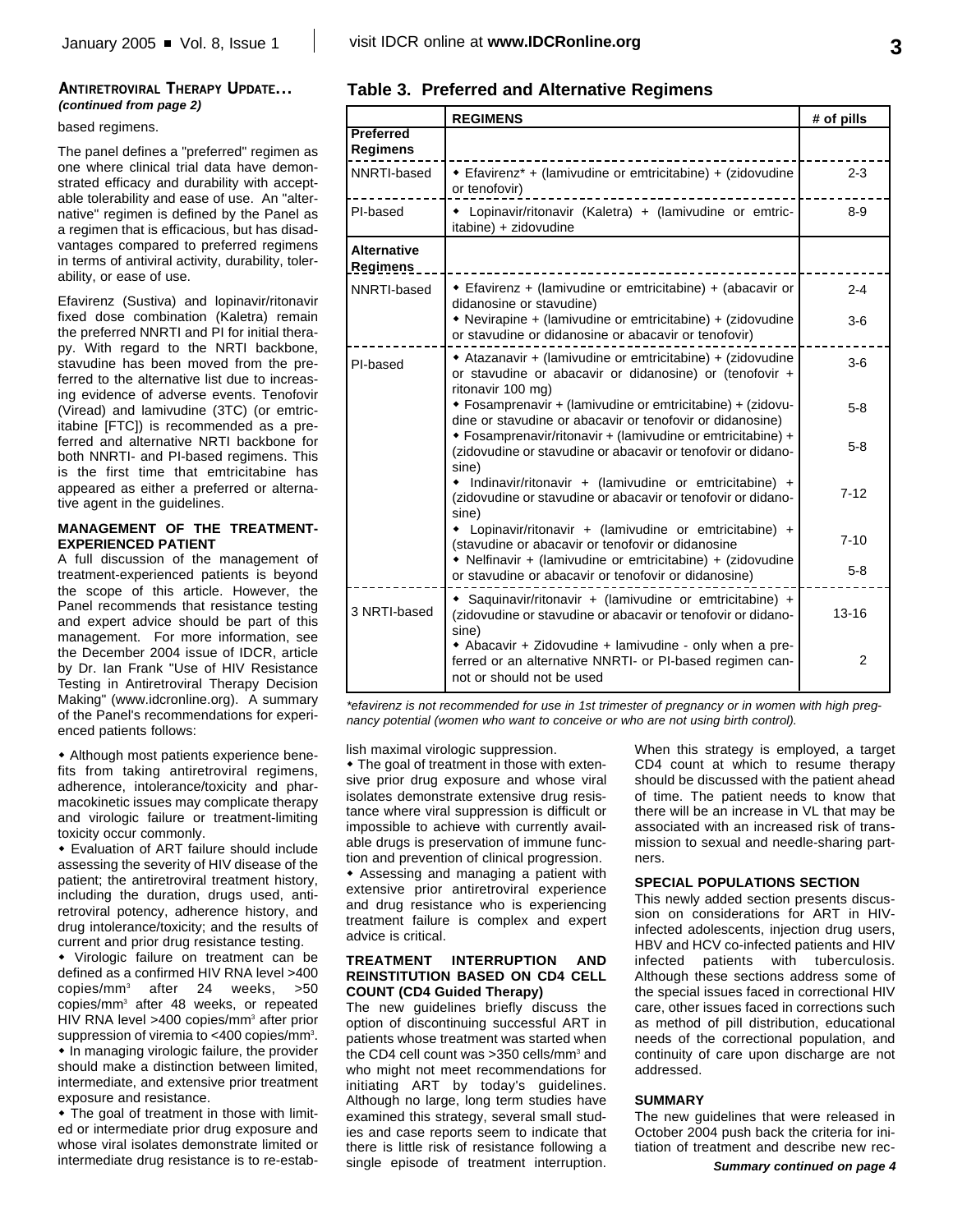## ANTIRETROVIRAL THERAPY UPDATE...

*(continued from page 2)*

based regimens.

The panel defines a "preferred" regimen as one where clinical trial data have demonstrated efficacy and durability with acceptable tolerability and ease of use. An "alternative" regimen is defined by the Panel as a regimen that is efficacious, but has disadvantages compared to preferred regimens in terms of antiviral activity, durability, tolerability, or ease of use.

Efavirenz (Sustiva) and lopinavir/ritonavir fixed dose combination (Kaletra) remain the preferred NNRTI and PI for initial therapy. With regard to the NRTI backbone, stavudine has been moved from the preferred to the alternative list due to increasing evidence of adverse events. Tenofovir (Viread) and lamivudine (3TC) (or emtricitabine [FTC]) is recommended as a preferred and alternative NRTI backbone for both NNRTI- and PI-based regimens. This is the first time that emtricitabine has appeared as either a preferred or alternative agent in the guidelines.

### MANAGEMENT OF THE TREATMENT-EXPERIENCED PATIENT

A full discussion of the management of treatment-experienced patients is beyond the scope of this article. However, the Panel recommends that resistance testing and expert advice should be part of this management. For more information, see the December 2004 issue of IDCR, article by Dr. Ian Frank "Use of HIV Resistance Testing in Antiretroviral Therapy Decision Making" (www.idcronline.org). A summary of the Panel's recommendations for experienced patients follows:

- Although most patients experience benefits from taking antiretroviral regimens, adherence, intolerance/toxicity and pharmacokinetic issues may complicate therapy and virologic failure or treatment-limiting toxicity occur commonly.
- Evaluation of ART failure should include assessing the severity of HIV disease of the patient; the antiretroviral treatment history, including the duration, drugs used, antiretroviral potency, adherence history, and drug intolerance/toxicity; and the results of current and prior drug resistance testing.
- Virologic failure on treatment can be defined as a confirmed HIV RNA level >400 copies/mm$^3$ after 24 weeks, >50 copies/mm$^3$ after 48 weeks, or repeated HIV RNA level >400 copies/mm$^3$ after prior suppression of viremia to <400 copies/mm$^3$.
- In managing virologic failure, the provider should make a distinction between limited, intermediate, and extensive prior treatment exposure and resistance.
- The goal of treatment in those with limited or intermediate prior drug exposure and whose viral isolates demonstrate limited or intermediate drug resistance is to re-establish maximal virologic suppression.
- The goal of treatment in those with extensive prior drug exposure and whose viral isolates demonstrate extensive drug resistance where viral suppression is difficult or impossible to achieve with currently available drugs is preservation of immune function and prevention of clinical progression.
- Assessing and managing a patient with extensive prior antiretroviral experience and drug resistance who is experiencing treatment failure is complex and expert advice is critical.

**Table 3. Preferred and Alternative Regimens**

| | REGIMENS | # of pills |
|---|---|---|
| **Preferred Regimens** | | |
| NNRTI-based | • Efavirenz* + (lamivudine or emtricitabine) + (zidovudine or tenofovir) | 2-3 |
| PI-based | • Lopinavir/ritonavir (Kaletra) + (lamivudine or emtricitabine) + zidovudine | 8-9 |
| **Alternative Regimens** | | |
| NNRTI-based | • Efavirenz + (lamivudine or emtricitabine) + (abacavir or didanosine or stavudine) | 2-4 |
| | • Nevirapine + (lamivudine or emtricitabine) + (zidovudine or stavudine or didanosine or abacavir or tenofovir) | 3-6 |
| PI-based | • Atazanavir + (lamivudine or emtricitabine) + (zidovudine or stavudine or abacavir or didanosine) or (tenofovir + ritonavir 100 mg) | 3-6 |
| | • Fosamprenavir + (lamivudine or emtricitabine) + (zidovudine or stavudine or abacavir or tenofovir or didanosine) | 5-8 |
| | • Fosamprenavir/ritonavir + (lamivudine or emtricitabine) + (zidovudine or stavudine or abacavir or tenofovir or didanosine) | 5-8 |
| | • Indinavir/ritonavir + (lamivudine or emtricitabine) + (zidovudine or stavudine or abacavir or tenofovir or didanosine) | 7-12 |
| | • Lopinavir/ritonavir + (lamivudine or emtricitabine) + (stavudine or abacavir or tenofovir or didanosine | 7-10 |
| | • Nelfinavir + (lamivudine or emtricitabine) + (zidovudine or stavudine or abacavir or tenofovir or didanosine) | 5-8 |
| | • Saquinavir/ritonavir + (lamivudine or emtricitabine) + (zidovudine or stavudine or abacavir or tenofovir or didanosine) | 13-16 |
| 3 NRTI-based | • Abacavir + Zidovudine + lamivudine - only when a preferred or an alternative NNRTI- or PI-based regimen cannot or should not be used | 2 |

*\*efavirenz is not recommended for use in 1st trimester of pregnancy or in women with high pregnancy potential (women who want to conceive or who are not using birth control).*

### TREATMENT INTERRUPTION AND REINSTITUTION BASED ON CD4 CELL COUNT (CD4 Guided Therapy)

The new guidelines briefly discuss the option of discontinuing successful ART in patients whose treatment was started when the CD4 cell count was >350 cells/mm$^3$ and who might not meet recommendations for initiating ART by today's guidelines. Although no large, long term studies have examined this strategy, several small studies and case reports seem to indicate that there is little risk of resistance following a single episode of treatment interruption. When this strategy is employed, a target CD4 count at which to resume therapy should be discussed with the patient ahead of time. The patient needs to know that there will be an increase in VL that may be associated with an increased risk of transmission to sexual and needle-sharing partners.

### SPECIAL POPULATIONS SECTION

This newly added section presents discussion on considerations for ART in HIV-infected adolescents, injection drug users, HBV and HCV co-infected patients and HIV infected patients with tuberculosis. Although these sections address some of the special issues faced in correctional HIV care, other issues faced in corrections such as method of pill distribution, educational needs of the correctional population, and continuity of care upon discharge are not addressed.

### SUMMARY

The new guidelines that were released in October 2004 push back the criteria for initiation of treatment and describe new rec-

***Summary continued on page 4***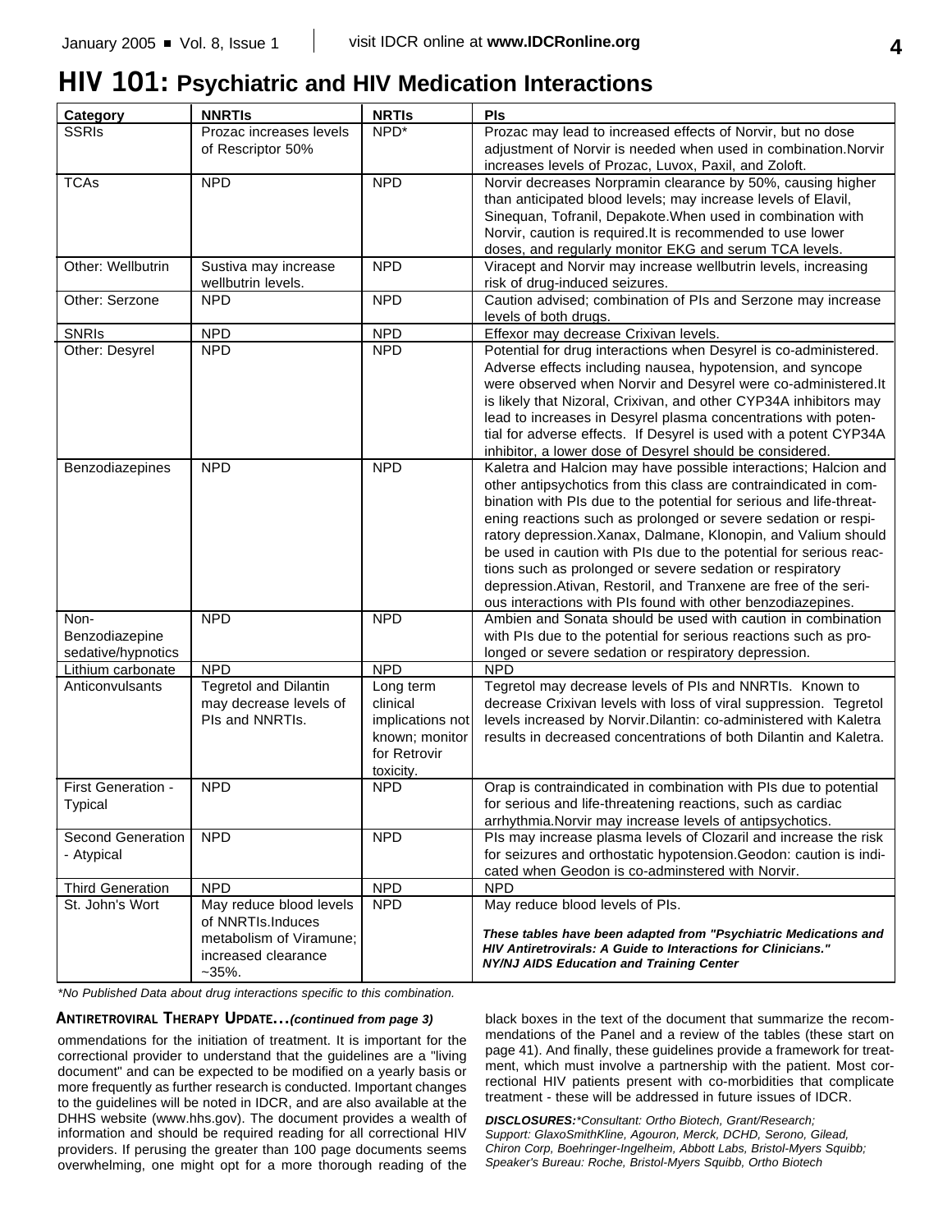# HIV 101: Psychiatric and HIV Medication Interactions

| Category | NNRTIs | NRTIs | PIs |
|---|---|---|---|
| SSRIs | Prozac increases levels of Rescriptor 50% | NPD* | Prozac may lead to increased effects of Norvir, but no dose adjustment of Norvir is needed when used in combination.Norvir increases levels of Prozac, Luvox, Paxil, and Zoloft. |
| TCAs | NPD | NPD | Norvir decreases Norpramin clearance by 50%, causing higher than anticipated blood levels; may increase levels of Elavil, Sinequan, Tofranil, Depakote.When used in combination with Norvir, caution is required.It is recommended to use lower doses, and regularly monitor EKG and serum TCA levels. |
| Other: Wellbutrin | Sustiva may increase wellbutrin levels. | NPD | Viracept and Norvir may increase wellbutrin levels, increasing risk of drug-induced seizures. |
| Other: Serzone | NPD | NPD | Caution advised; combination of PIs and Serzone may increase levels of both drugs. |
| SNRIs | NPD | NPD | Effexor may decrease Crixivan levels. |
| Other: Desyrel | NPD | NPD | Potential for drug interactions when Desyrel is co-administered. Adverse effects including nausea, hypotension, and syncope were observed when Norvir and Desyrel were co-administered.It is likely that Nizoral, Crixivan, and other CYP34A inhibitors may lead to increases in Desyrel plasma concentrations with potential for adverse effects. If Desyrel is used with a potent CYP34A inhibitor, a lower dose of Desyrel should be considered. |
| Benzodiazepines | NPD | NPD | Kaletra and Halcion may have possible interactions; Halcion and other antipsychotics from this class are contraindicated in combination with PIs due to the potential for serious and life-threatening reactions such as prolonged or severe sedation or respiratory depression.Xanax, Dalmane, Klonopin, and Valium should be used in caution with PIs due to the potential for serious reactions such as prolonged or severe sedation or respiratory depression.Ativan, Restoril, and Tranxene are free of the serious interactions with PIs found with other benzodiazepines. |
| Non-Benzodiazepine sedative/hypnotics | NPD | NPD | Ambien and Sonata should be used with caution in combination with PIs due to the potential for serious reactions such as prolonged or severe sedation or respiratory depression. |
| Lithium carbonate | NPD | NPD | NPD |
| Anticonvulsants | Tegretol and Dilantin may decrease levels of PIs and NNRTIs. | Long term clinical implications not known; monitor for Retrovir toxicity. | Tegretol may decrease levels of PIs and NNRTIs. Known to decrease Crixivan levels with loss of viral suppression. Tegretol levels increased by Norvir.Dilantin: co-administered with Kaletra results in decreased concentrations of both Dilantin and Kaletra. |
| First Generation - Typical | NPD | NPD | Orap is contraindicated in combination with PIs due to potential for serious and life-threatening reactions, such as cardiac arrhythmia.Norvir may increase levels of antipsychotics. |
| Second Generation - Atypical | NPD | NPD | PIs may increase plasma levels of Clozaril and increase the risk for seizures and orthostatic hypotension.Geodon: caution is indicated when Geodon is co-adminstered with Norvir. |
| Third Generation | NPD | NPD | NPD |
| St. John's Wort | May reduce blood levels of NNRTIs.Induces metabolism of Viramune; increased clearance ~35%. | NPD | May reduce blood levels of PIs. ***These tables have been adapted from "Psychiatric Medications and HIV Antiretrovirals: A Guide to Interactions for Clinicians." NY/NJ AIDS Education and Training Center*** |

*\*No Published Data about drug interactions specific to this combination.*

**ANTIRETROVIRAL THERAPY UPDATE...** ***(continued from page 3)***

ommendations for the initiation of treatment. It is important for the correctional provider to understand that the guidelines are a "living document" and can be expected to be modified on a yearly basis or more frequently as further research is conducted. Important changes to the guidelines will be noted in IDCR, and are also available at the DHHS website (www.hhs.gov). The document provides a wealth of information and should be required reading for all correctional HIV providers. If perusing the greater than 100 page documents seems overwhelming, one might opt for a more thorough reading of the black boxes in the text of the document that summarize the recommendations of the Panel and a review of the tables (these start on page 41). And finally, these guidelines provide a framework for treatment, which must involve a partnership with the patient. Most correctional HIV patients present with co-morbidities that complicate treatment - these will be addressed in future issues of IDCR.

***DISCLOSURES:*** *\*Consultant: Ortho Biotech, Grant/Research; Support: GlaxoSmithKline, Agouron, Merck, DCHD, Serono, Gilead, Chiron Corp, Boehringer-Ingelheim, Abbott Labs, Bristol-Myers Squibb; Speaker's Bureau: Roche, Bristol-Myers Squibb, Ortho Biotech*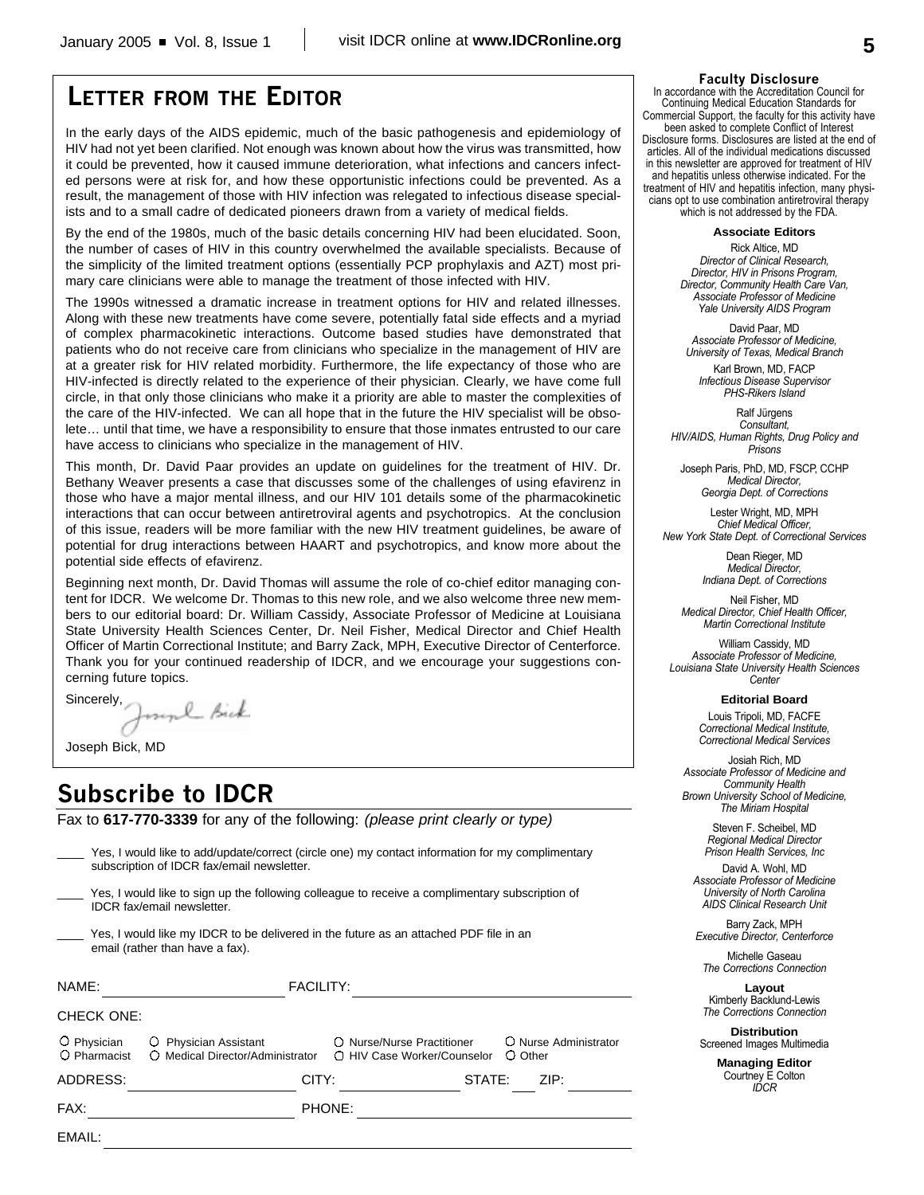# Letter from the Editor

In the early days of the AIDS epidemic, much of the basic pathogenesis and epidemiology of HIV had not yet been clarified. Not enough was known about how the virus was transmitted, how it could be prevented, how it caused immune deterioration, what infections and cancers infected persons were at risk for, and how these opportunistic infections could be prevented. As a result, the management of those with HIV infection was relegated to infectious disease specialists and to a small cadre of dedicated pioneers drawn from a variety of medical fields.

By the end of the 1980s, much of the basic details concerning HIV had been elucidated. Soon, the number of cases of HIV in this country overwhelmed the available specialists. Because of the simplicity of the limited treatment options (essentially PCP prophylaxis and AZT) most primary care clinicians were able to manage the treatment of those infected with HIV.

The 1990s witnessed a dramatic increase in treatment options for HIV and related illnesses. Along with these new treatments have come severe, potentially fatal side effects and a myriad of complex pharmacokinetic interactions. Outcome based studies have demonstrated that patients who do not receive care from clinicians who specialize in the management of HIV are at a greater risk for HIV related morbidity. Furthermore, the life expectancy of those who are HIV-infected is directly related to the experience of their physician. Clearly, we have come full circle, in that only those clinicians who make it a priority are able to master the complexities of the care of the HIV-infected. We can all hope that in the future the HIV specialist will be obsolete… until that time, we have a responsibility to ensure that those inmates entrusted to our care have access to clinicians who specialize in the management of HIV.

This month, Dr. David Paar provides an update on guidelines for the treatment of HIV. Dr. Bethany Weaver presents a case that discusses some of the challenges of using efavirenz in those who have a major mental illness, and our HIV 101 details some of the pharmacokinetic interactions that can occur between antiretroviral agents and psychotropics. At the conclusion of this issue, readers will be more familiar with the new HIV treatment guidelines, be aware of potential for drug interactions between HAART and psychotropics, and know more about the potential side effects of efavirenz.

Beginning next month, Dr. David Thomas will assume the role of co-chief editor managing content for IDCR. We welcome Dr. Thomas to this new role, and we also welcome three new members to our editorial board: Dr. William Cassidy, Associate Professor of Medicine at Louisiana State University Health Sciences Center, Dr. Neil Fisher, Medical Director and Chief Health Officer of Martin Correctional Institute; and Barry Zack, MPH, Executive Director of Centerforce. Thank you for your continued readership of IDCR, and we encourage your suggestions concerning future topics.

Sincerely,

Joseph Bick, MD

# Subscribe to IDCR

Fax to **617-770-3339** for any of the following: *(please print clearly or type)*

____ Yes, I would like to add/update/correct (circle one) my contact information for my complimentary subscription of IDCR fax/email newsletter.

____ Yes, I would like to sign up the following colleague to receive a complimentary subscription of IDCR fax/email newsletter.

____ Yes, I would like my IDCR to be delivered in the future as an attached PDF file in an email (rather than have a fax).

NAME: ______________ FACILITY: ______________

CHECK ONE:

○ Physician ○ Physician Assistant ○ Nurse/Nurse Practitioner ○ Nurse Administrator
○ Pharmacist ○ Medical Director/Administrator ○ HIV Case Worker/Counselor ○ Other

ADDRESS: ______________ CITY: ______________ STATE: ___ ZIP: ______

FAX: ______________ PHONE: ______________

EMAIL: ______________

**Faculty Disclosure**

In accordance with the Accreditation Council for Continuing Medical Education Standards for Commercial Support, the faculty for this activity have been asked to complete Conflict of Interest Disclosure forms. Disclosures are listed at the end of articles. All of the individual medications discussed in this newsletter are approved for treatment of HIV and hepatitis unless otherwise indicated. For the treatment of HIV and hepatitis infection, many physicians opt to use combination antiretroviral therapy which is not addressed by the FDA.

**Associate Editors**

Rick Altice, MD
*Director of Clinical Research, Director, HIV in Prisons Program, Director, Community Health Care Van, Associate Professor of Medicine Yale University AIDS Program*

David Paar, MD
*Associate Professor of Medicine, University of Texas, Medical Branch*

Karl Brown, MD, FACP
*Infectious Disease Supervisor PHS-Rikers Island*

Ralf Jürgens
*Consultant, HIV/AIDS, Human Rights, Drug Policy and Prisons*

Joseph Paris, PhD, MD, FSCP, CCHP
*Medical Director, Georgia Dept. of Corrections*

Lester Wright, MD, MPH
*Chief Medical Officer, New York State Dept. of Correctional Services*

Dean Rieger, MD
*Medical Director, Indiana Dept. of Corrections*

Neil Fisher, MD
*Medical Director, Chief Health Officer, Martin Correctional Institute*

William Cassidy, MD
*Associate Professor of Medicine, Louisiana State University Health Sciences Center*

**Editorial Board**

Louis Tripoli, MD, FACFE
*Correctional Medical Institute, Correctional Medical Services*

Josiah Rich, MD
*Associate Professor of Medicine and Community Health Brown University School of Medicine, The Miriam Hospital*

Steven F. Scheibel, MD
*Regional Medical Director Prison Health Services, Inc*

David A. Wohl, MD
*Associate Professor of Medicine University of North Carolina AIDS Clinical Research Unit*

Barry Zack, MPH
*Executive Director, Centerforce*

Michelle Gaseau
*The Corrections Connection*

**Layout**

Kimberly Backlund-Lewis
*The Corrections Connection*

**Distribution**

Screened Images Multimedia

**Managing Editor**

Courtney E Colton
*IDCR*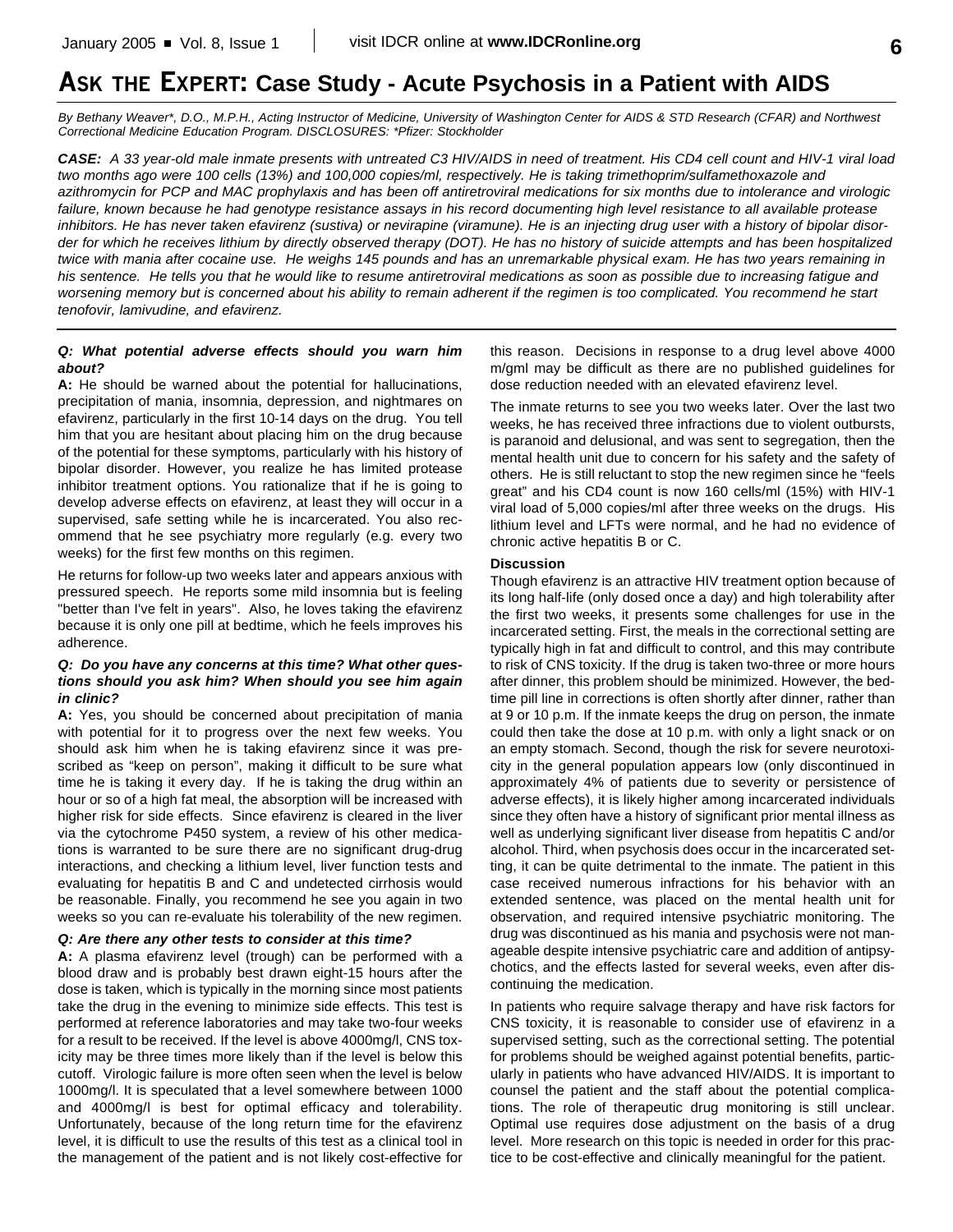# ASK THE EXPERT: Case Study - Acute Psychosis in a Patient with AIDS

*By Bethany Weaver\*, D.O., M.P.H., Acting Instructor of Medicine, University of Washington Center for AIDS & STD Research (CFAR) and Northwest Correctional Medicine Education Program. DISCLOSURES: \*Pfizer: Stockholder*

***CASE:*** *A 33 year-old male inmate presents with untreated C3 HIV/AIDS in need of treatment. His CD4 cell count and HIV-1 viral load two months ago were 100 cells (13%) and 100,000 copies/ml, respectively. He is taking trimethoprim/sulfamethoxazole and azithromycin for PCP and MAC prophylaxis and has been off antiretroviral medications for six months due to intolerance and virologic failure, known because he had genotype resistance assays in his record documenting high level resistance to all available protease inhibitors. He has never taken efavirenz (sustiva) or nevirapine (viramune). He is an injecting drug user with a history of bipolar disorder for which he receives lithium by directly observed therapy (DOT). He has no history of suicide attempts and has been hospitalized twice with mania after cocaine use. He weighs 145 pounds and has an unremarkable physical exam. He has two years remaining in his sentence. He tells you that he would like to resume antiretroviral medications as soon as possible due to increasing fatigue and worsening memory but is concerned about his ability to remain adherent if the regimen is too complicated. You recommend he start tenofovir, lamivudine, and efavirenz.*

***Q: What potential adverse effects should you warn him about?***

**A:** He should be warned about the potential for hallucinations, precipitation of mania, insomnia, depression, and nightmares on efavirenz, particularly in the first 10-14 days on the drug. You tell him that you are hesitant about placing him on the drug because of the potential for these symptoms, particularly with his history of bipolar disorder. However, you realize he has limited protease inhibitor treatment options. You rationalize that if he is going to develop adverse effects on efavirenz, at least they will occur in a supervised, safe setting while he is incarcerated. You also recommend that he see psychiatry more regularly (e.g. every two weeks) for the first few months on this regimen.

He returns for follow-up two weeks later and appears anxious with pressured speech. He reports some mild insomnia but is feeling "better than I've felt in years". Also, he loves taking the efavirenz because it is only one pill at bedtime, which he feels improves his adherence.

***Q: Do you have any concerns at this time? What other questions should you ask him? When should you see him again in clinic?***

**A:** Yes, you should be concerned about precipitation of mania with potential for it to progress over the next few weeks. You should ask him when he is taking efavirenz since it was prescribed as "keep on person", making it difficult to be sure what time he is taking it every day. If he is taking the drug within an hour or so of a high fat meal, the absorption will be increased with higher risk for side effects. Since efavirenz is cleared in the liver via the cytochrome P450 system, a review of his other medications is warranted to be sure there are no significant drug-drug interactions, and checking a lithium level, liver function tests and evaluating for hepatitis B and C and undetected cirrhosis would be reasonable. Finally, you recommend he see you again in two weeks so you can re-evaluate his tolerability of the new regimen.

***Q: Are there any other tests to consider at this time?***

**A:** A plasma efavirenz level (trough) can be performed with a blood draw and is probably best drawn eight-15 hours after the dose is taken, which is typically in the morning since most patients take the drug in the evening to minimize side effects. This test is performed at reference laboratories and may take two-four weeks for a result to be received. If the level is above 4000mg/l, CNS toxicity may be three times more likely than if the level is below this cutoff. Virologic failure is more often seen when the level is below 1000mg/l. It is speculated that a level somewhere between 1000 and 4000mg/l is best for optimal efficacy and tolerability. Unfortunately, because of the long return time for the efavirenz level, it is difficult to use the results of this test as a clinical tool in the management of the patient and is not likely cost-effective for this reason. Decisions in response to a drug level above 4000 m/gml may be difficult as there are no published guidelines for dose reduction needed with an elevated efavirenz level.

The inmate returns to see you two weeks later. Over the last two weeks, he has received three infractions due to violent outbursts, is paranoid and delusional, and was sent to segregation, then the mental health unit due to concern for his safety and the safety of others. He is still reluctant to stop the new regimen since he "feels great" and his CD4 count is now 160 cells/ml (15%) with HIV-1 viral load of 5,000 copies/ml after three weeks on the drugs. His lithium level and LFTs were normal, and he had no evidence of chronic active hepatitis B or C.

**Discussion**

Though efavirenz is an attractive HIV treatment option because of its long half-life (only dosed once a day) and high tolerability after the first two weeks, it presents some challenges for use in the incarcerated setting. First, the meals in the correctional setting are typically high in fat and difficult to control, and this may contribute to risk of CNS toxicity. If the drug is taken two-three or more hours after dinner, this problem should be minimized. However, the bedtime pill line in corrections is often shortly after dinner, rather than at 9 or 10 p.m. If the inmate keeps the drug on person, the inmate could then take the dose at 10 p.m. with only a light snack or on an empty stomach. Second, though the risk for severe neurotoxicity in the general population appears low (only discontinued in approximately 4% of patients due to severity or persistence of adverse effects), it is likely higher among incarcerated individuals since they often have a history of significant prior mental illness as well as underlying significant liver disease from hepatitis C and/or alcohol. Third, when psychosis does occur in the incarcerated setting, it can be quite detrimental to the inmate. The patient in this case received numerous infractions for his behavior with an extended sentence, was placed on the mental health unit for observation, and required intensive psychiatric monitoring. The drug was discontinued as his mania and psychosis were not manageable despite intensive psychiatric care and addition of antipsychotics, and the effects lasted for several weeks, even after discontinuing the medication.

In patients who require salvage therapy and have risk factors for CNS toxicity, it is reasonable to consider use of efavirenz in a supervised setting, such as the correctional setting. The potential for problems should be weighed against potential benefits, particularly in patients who have advanced HIV/AIDS. It is important to counsel the patient and the staff about the potential complications. The role of therapeutic drug monitoring is still unclear. Optimal use requires dose adjustment on the basis of a drug level. More research on this topic is needed in order for this practice to be cost-effective and clinically meaningful for the patient.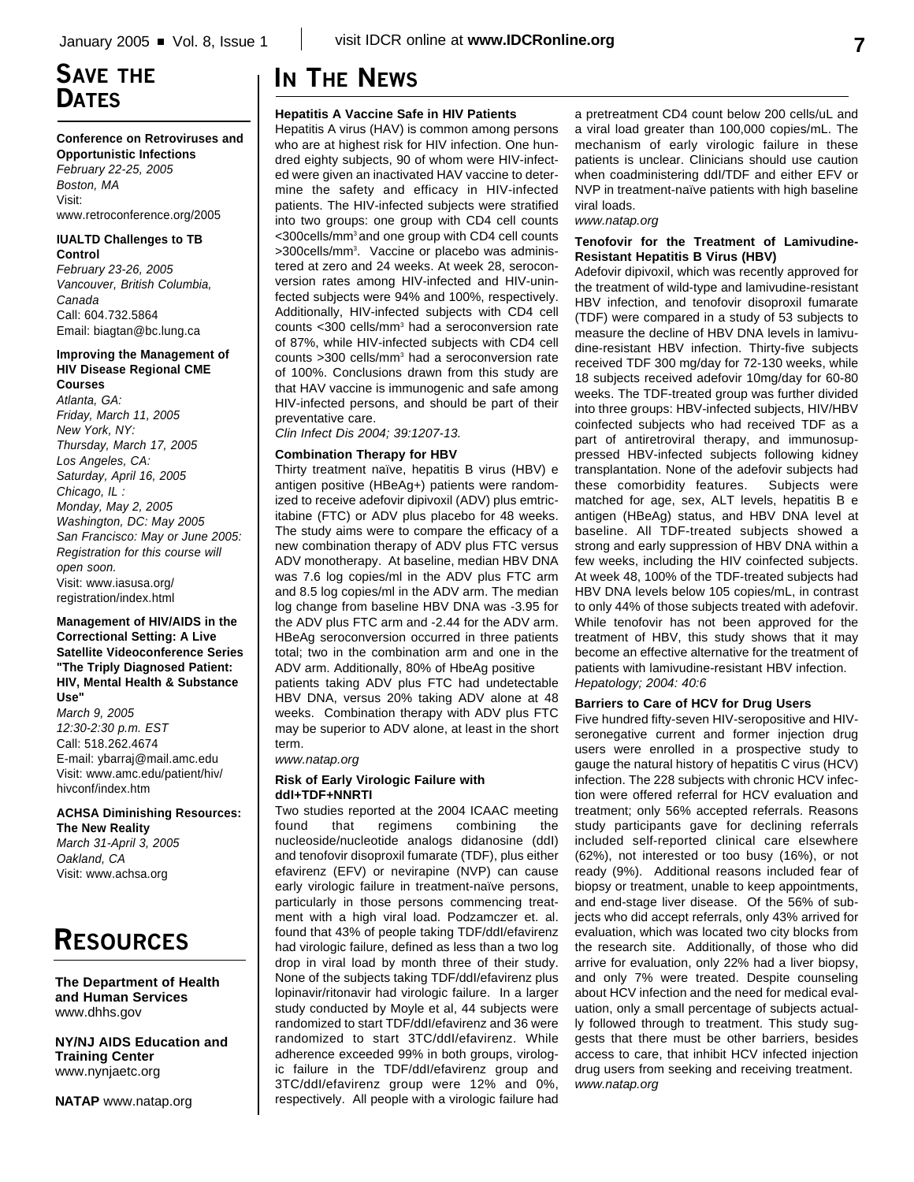## SAVE THE DATES

**Conference on Retroviruses and Opportunistic Infections**
*February 22-25, 2005*
*Boston, MA*
Visit:
www.retroconference.org/2005

**IUALTD Challenges to TB Control**
*February 23-26, 2005*
*Vancouver, British Columbia, Canada*
Call: 604.732.5864
Email: biagtan@bc.lung.ca

**Improving the Management of HIV Disease Regional CME Courses**
*Atlanta, GA:*
*Friday, March 11, 2005*
*New York, NY:*
*Thursday, March 17, 2005*
*Los Angeles, CA:*
*Saturday, April 16, 2005*
*Chicago, IL :*
*Monday, May 2, 2005*
*Washington, DC: May 2005*
*San Francisco: May or June 2005: Registration for this course will open soon.*
Visit: www.iasusa.org/registration/index.html

**Management of HIV/AIDS in the Correctional Setting: A Live Satellite Videoconference Series "The Triply Diagnosed Patient: HIV, Mental Health & Substance Use"**
*March 9, 2005*
*12:30-2:30 p.m. EST*
Call: 518.262.4674
E-mail: ybarraj@mail.amc.edu
Visit: www.amc.edu/patient/hiv/hivconf/index.htm

**ACHSA Diminishing Resources: The New Reality**
*March 31-April 3, 2005*
*Oakland, CA*
Visit: www.achsa.org

## RESOURCES

**The Department of Health and Human Services**
www.dhhs.gov

**NY/NJ AIDS Education and Training Center**
www.nynjaetc.org

**NATAP** www.natap.org

## IN THE NEWS

### Hepatitis A Vaccine Safe in HIV Patients

Hepatitis A virus (HAV) is common among persons who are at highest risk for HIV infection. One hundred eighty subjects, 90 of whom were HIV-infected were given an inactivated HAV vaccine to determine the safety and efficacy in HIV-infected patients. The HIV-infected subjects were stratified into two groups: one group with CD4 cell counts <300cells/mm$^3$ and one group with CD4 cell counts >300cells/mm$^3$. Vaccine or placebo was administered at zero and 24 weeks. At week 28, seroconversion rates among HIV-infected and HIV-uninfected subjects were 94% and 100%, respectively. Additionally, HIV-infected subjects with CD4 cell counts <300 cells/mm$^3$ had a seroconversion rate of 87%, while HIV-infected subjects with CD4 cell counts >300 cells/mm$^3$ had a seroconversion rate of 100%. Conclusions drawn from this study are that HAV vaccine is immunogenic and safe among HIV-infected persons, and should be part of their preventative care.
*Clin Infect Dis 2004; 39:1207-13.*

### Combination Therapy for HBV

Thirty treatment naïve, hepatitis B virus (HBV) e antigen positive (HBeAg+) patients were randomized to receive adefovir dipivoxil (ADV) plus emtricitabine (FTC) or ADV plus placebo for 48 weeks. The study aims were to compare the efficacy of a new combination therapy of ADV plus FTC versus ADV monotherapy. At baseline, median HBV DNA was 7.6 log copies/ml in the ADV plus FTC arm and 8.5 log copies/ml in the ADV arm. The median log change from baseline HBV DNA was -3.95 for the ADV plus FTC arm and -2.44 for the ADV arm. HBeAg seroconversion occurred in three patients total; two in the combination arm and one in the ADV arm. Additionally, 80% of HbeAg positive patients taking ADV plus FTC had undetectable HBV DNA, versus 20% taking ADV alone at 48 weeks. Combination therapy with ADV plus FTC may be superior to ADV alone, at least in the short term.
*www.natap.org*

### Risk of Early Virologic Failure with ddI+TDF+NNRTI

Two studies reported at the 2004 ICAAC meeting found that regimens combining the nucleoside/nucleotide analogs didanosine (ddI) and tenofovir disoproxil fumarate (TDF), plus either efavirenz (EFV) or nevirapine (NVP) can cause early virologic failure in treatment-naïve persons, particularly in those persons commencing treatment with a high viral load. Podzamczer et. al. found that 43% of people taking TDF/ddI/efavirenz had virologic failure, defined as less than a two log drop in viral load by month three of their study. None of the subjects taking TDF/ddI/efavirenz plus lopinavir/ritonavir had virologic failure. In a larger study conducted by Moyle et al, 44 subjects were randomized to start TDF/ddI/efavirenz and 36 were randomized to start 3TC/ddI/efavirenz. While adherence exceeded 99% in both groups, virologic failure in the TDF/ddI/efavirenz group and 3TC/ddI/efavirenz group were 12% and 0%, respectively. All people with a virologic failure had a pretreatment CD4 count below 200 cells/uL and a viral load greater than 100,000 copies/mL. The mechanism of early virologic failure in these patients is unclear. Clinicians should use caution when coadministering ddI/TDF and either EFV or NVP in treatment-naïve patients with high baseline viral loads.
*www.natap.org*

### Tenofovir for the Treatment of Lamivudine-Resistant Hepatitis B Virus (HBV)

Adefovir dipivoxil, which was recently approved for the treatment of wild-type and lamivudine-resistant HBV infection, and tenofovir disoproxil fumarate (TDF) were compared in a study of 53 subjects to measure the decline of HBV DNA levels in lamivudine-resistant HBV infection. Thirty-five subjects received TDF 300 mg/day for 72-130 weeks, while 18 subjects received adefovir 10mg/day for 60-80 weeks. The TDF-treated group was further divided into three groups: HBV-infected subjects, HIV/HBV coinfected subjects who had received TDF as a part of antiretroviral therapy, and immunosuppressed HBV-infected subjects following kidney transplantation. None of the adefovir subjects had these comorbidity features. Subjects were matched for age, sex, ALT levels, hepatitis B e antigen (HBeAg) status, and HBV DNA level at baseline. All TDF-treated subjects showed a strong and early suppression of HBV DNA within a few weeks, including the HIV coinfected subjects. At week 48, 100% of the TDF-treated subjects had HBV DNA levels below 105 copies/mL, in contrast to only 44% of those subjects treated with adefovir. While tenofovir has not been approved for the treatment of HBV, this study shows that it may become an effective alternative for the treatment of patients with lamivudine-resistant HBV infection.
*Hepatology; 2004: 40:6*

### Barriers to Care of HCV for Drug Users

Five hundred fifty-seven HIV-seropositive and HIV-seronegative current and former injection drug users were enrolled in a prospective study to gauge the natural history of hepatitis C virus (HCV) infection. The 228 subjects with chronic HCV infection were offered referral for HCV evaluation and treatment; only 56% accepted referrals. Reasons study participants gave for declining referrals included self-reported clinical care elsewhere (62%), not interested or too busy (16%), or not ready (9%). Additional reasons included fear of biopsy or treatment, unable to keep appointments, and end-stage liver disease. Of the 56% of subjects who did accept referrals, only 43% arrived for evaluation, which was located two city blocks from the research site. Additionally, of those who did arrive for evaluation, only 22% had a liver biopsy, and only 7% were treated. Despite counseling about HCV infection and the need for medical evaluation, only a small percentage of subjects actually followed through to treatment. This study suggests that there must be other barriers, besides access to care, that inhibit HCV infected injection drug users from seeking and receiving treatment.
*www.natap.org*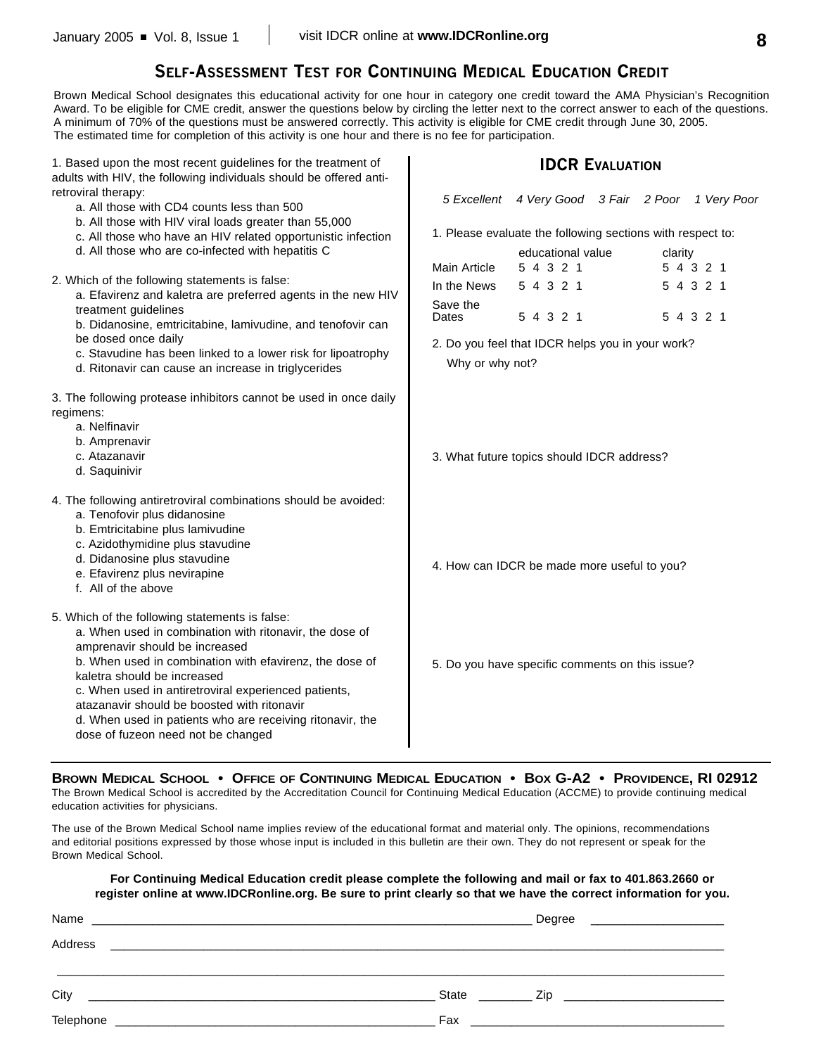# Self-Assessment Test for Continuing Medical Education Credit

Brown Medical School designates this educational activity for one hour in category one credit toward the AMA Physician's Recognition Award. To be eligible for CME credit, answer the questions below by circling the letter next to the correct answer to each of the questions. A minimum of 70% of the questions must be answered correctly. This activity is eligible for CME credit through June 30, 2005. The estimated time for completion of this activity is one hour and there is no fee for participation.

1. Based upon the most recent guidelines for the treatment of adults with HIV, the following individuals should be offered antiretroviral therapy:
   a. All those with CD4 counts less than 500
   b. All those with HIV viral loads greater than 55,000
   c. All those who have an HIV related opportunistic infection
   d. All those who are co-infected with hepatitis C

2. Which of the following statements is false:
   a. Efavirenz and kaletra are preferred agents in the new HIV treatment guidelines
   b. Didanosine, emtricitabine, lamivudine, and tenofovir can be dosed once daily
   c. Stavudine has been linked to a lower risk for lipoatrophy
   d. Ritonavir can cause an increase in triglycerides

3. The following protease inhibitors cannot be used in once daily regimens:
   a. Nelfinavir
   b. Amprenavir
   c. Atazanavir
   d. Saquinivir

4. The following antiretroviral combinations should be avoided:
   a. Tenofovir plus didanosine
   b. Emtricitabine plus lamivudine
   c. Azidothymidine plus stavudine
   d. Didanosine plus stavudine
   e. Efavirenz plus nevirapine
   f. All of the above

5. Which of the following statements is false:
   a. When used in combination with ritonavir, the dose of amprenavir should be increased
   b. When used in combination with efavirenz, the dose of kaletra should be increased
   c. When used in antiretroviral experienced patients, atazanavir should be boosted with ritonavir
   d. When used in patients who are receiving ritonavir, the dose of fuzeon need not be changed

## IDCR Evaluation

*5 Excellent 4 Very Good 3 Fair 2 Poor 1 Very Poor*

1. Please evaluate the following sections with respect to:

| | educational value | clarity |
|---|---|---|
| Main Article | 5 4 3 2 1 | 5 4 3 2 1 |
| In the News | 5 4 3 2 1 | 5 4 3 2 1 |
| Save the Dates | 5 4 3 2 1 | 5 4 3 2 1 |

2. Do you feel that IDCR helps you in your work?
   Why or why not?

3. What future topics should IDCR address?

4. How can IDCR be made more useful to you?

5. Do you have specific comments on this issue?

**Brown Medical School • Office of Continuing Medical Education • Box G-A2 • Providence, RI 02912**

The Brown Medical School is accredited by the Accreditation Council for Continuing Medical Education (ACCME) to provide continuing medical education activities for physicians.

The use of the Brown Medical School name implies review of the educational format and material only. The opinions, recommendations and editorial positions expressed by those whose input is included in this bulletin are their own. They do not represent or speak for the Brown Medical School.

**For Continuing Medical Education credit please complete the following and mail or fax to 401.863.2660 or register online at www.IDCRonline.org. Be sure to print clearly so that we have the correct information for you.**

Name ____________________ Degree ____________

Address ____________________________________

____________________________________________

City ____________________ State ________ Zip ____________

Telephone ____________________ Fax ____________________